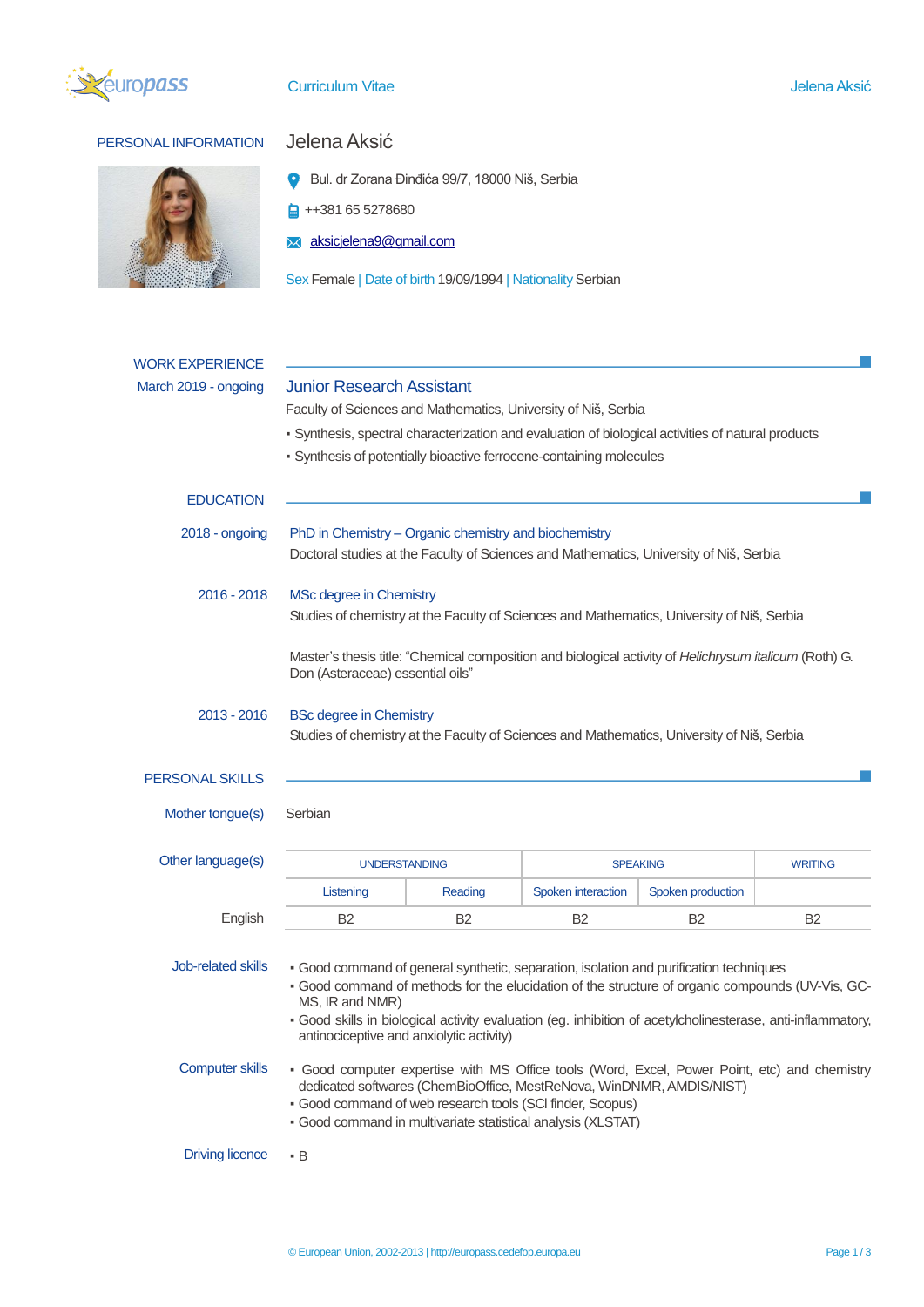# Curriculum Vitae

## PERSONAL INFORMATION

**Jelena Aksić**

Bul. dr Zorana Đinđića 99/7, 18000 Niš, Serbia

++381 65 5278680

aksicjelena9@gmail.com

Sex Female | Date of birth 19/09/1994 | Nationality Serbian

## WORK EXPERIENCE

**March 2019 - ongoing**

### Junior Research Assistant

Faculty of Sciences and Mathematics, University of Niš, Serbia

- Synthesis, spectral characterization and evaluation of biological activities of natural products
- Synthesis of potentially bioactive ferrocene-containing molecules

## EDUCATION

**2018 - ongoing**

### PhD in Chemistry – Organic chemistry and biochemistry

Doctoral studies at the Faculty of Sciences and Mathematics, University of Niš, Serbia

**2016 - 2018**

### MSc degree in Chemistry

Studies of chemistry at the Faculty of Sciences and Mathematics, University of Niš, Serbia

Master's thesis title: "Chemical composition and biological activity of *Helichrysum italicum* (Roth) G. Don (Asteraceae) essential oils"

**2013 - 2016**

### BSc degree in Chemistry

Studies of chemistry at the Faculty of Sciences and Mathematics, University of Niš, Serbia

## PERSONAL SKILLS

**Mother tongue(s)**: Serbian

**Other language(s)**

| | UNDERSTANDING | | SPEAKING | | WRITING |
|---|---|---|---|---|---|
| | Listening | Reading | Spoken interaction | Spoken production | |
| English | B2 | B2 | B2 | B2 | B2 |

**Job-related skills**

- Good command of general synthetic, separation, isolation and purification techniques
- Good command of methods for the elucidation of the structure of organic compounds (UV-Vis, GC-MS, IR and NMR)
- Good skills in biological activity evaluation (eg. inhibition of acetylcholinesterase, anti-inflammatory, antinociceptive and anxiolytic activity)

**Computer skills**

- Good computer expertise with MS Office tools (Word, Excel, Power Point, etc) and chemistry dedicated softwares (ChemBioOffice, MestReNova, WinDNMR, AMDIS/NIST)
- Good command of web research tools (SCI finder, Scopus)
- Good command in multivariate statistical analysis (XLSTAT)

**Driving licence**

- B

© European Union, 2002-2013 | http://europass.cedefop.europa.eu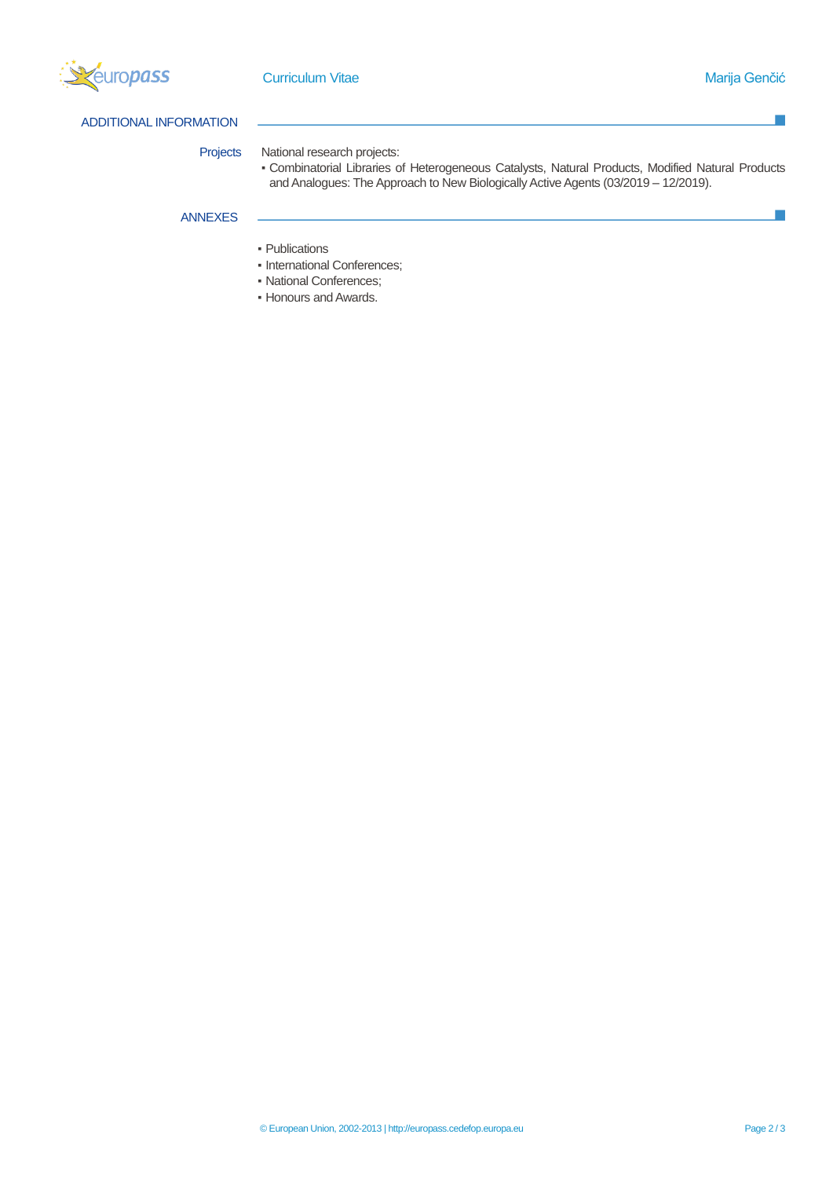## ADDITIONAL INFORMATION

**Projects**

National research projects:

- Combinatorial Libraries of Heterogeneous Catalysts, Natural Products, Modified Natural Products and Analogues: The Approach to New Biologically Active Agents (03/2019 – 12/2019).

## ANNEXES

- Publications
- International Conferences;
- National Conferences;
- Honours and Awards.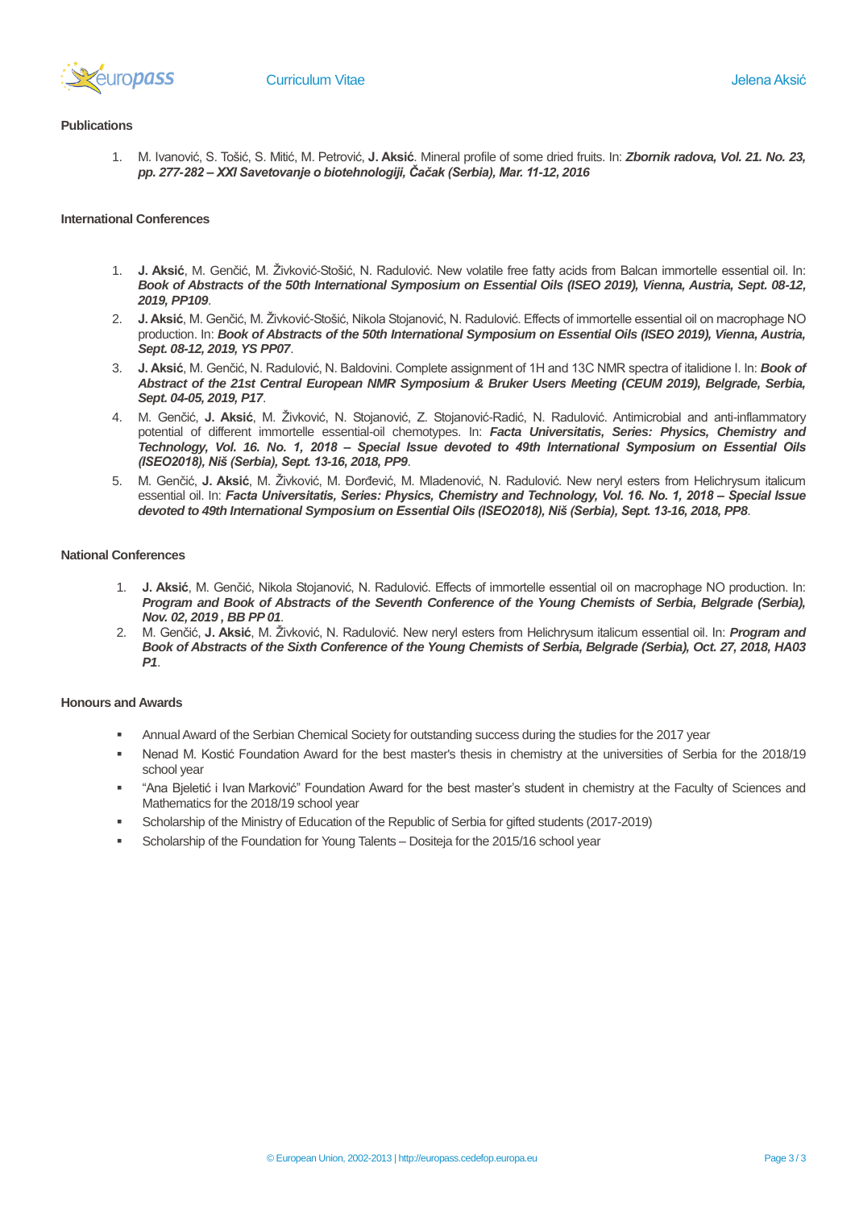## Publications

1. M. Ivanović, S. Tošić, S. Mitić, M. Petrović, **J. Aksić**. Mineral profile of some dried fruits. In: ***Zbornik radova, Vol. 21. No. 23, pp. 277-282 – XXI Savetovanje o biotehnologiji, Čačak (Serbia), Mar. 11-12, 2016***

## International Conferences

1. **J. Aksić**, M. Genčić, M. Živković-Stošić, N. Radulović. New volatile free fatty acids from Balcan immortelle essential oil. In: ***Book of Abstracts of the 50th International Symposium on Essential Oils (ISEO 2019), Vienna, Austria, Sept. 08-12, 2019, PP109***.
2. **J. Aksić**, M. Genčić, M. Živković-Stošić, Nikola Stojanović, N. Radulović. Effects of immortelle essential oil on macrophage NO production. In: ***Book of Abstracts of the 50th International Symposium on Essential Oils (ISEO 2019), Vienna, Austria, Sept. 08-12, 2019, YS PP07***.
3. **J. Aksić**, M. Genčić, N. Radulović, N. Baldovini. Complete assignment of 1H and 13C NMR spectra of italidione I. In: ***Book of Abstract of the 21st Central European NMR Symposium & Bruker Users Meeting (CEUM 2019), Belgrade, Serbia, Sept. 04-05, 2019, P17***.
4. M. Genčić, **J. Aksić**, M. Živković, N. Stojanović, Z. Stojanović-Radić, N. Radulović. Antimicrobial and anti-inflammatory potential of different immortelle essential-oil chemotypes. In: ***Facta Universitatis, Series: Physics, Chemistry and Technology, Vol. 16. No. 1, 2018 – Special Issue devoted to 49th International Symposium on Essential Oils (ISEO2018), Niš (Serbia), Sept. 13-16, 2018, PP9***.
5. M. Genčić, **J. Aksić**, M. Živković, M. Đorđević, M. Mladenović, N. Radulović. New neryl esters from Helichrysum italicum essential oil. In: ***Facta Universitatis, Series: Physics, Chemistry and Technology, Vol. 16. No. 1, 2018 – Special Issue devoted to 49th International Symposium on Essential Oils (ISEO2018), Niš (Serbia), Sept. 13-16, 2018, PP8***.

## National Conferences

1. **J. Aksić**, M. Genčić, Nikola Stojanović, N. Radulović. Effects of immortelle essential oil on macrophage NO production. In: ***Program and Book of Abstracts of the Seventh Conference of the Young Chemists of Serbia, Belgrade (Serbia), Nov. 02, 2019 , BB PP 01***.
2. M. Genčić, **J. Aksić**, M. Živković, N. Radulović. New neryl esters from Helichrysum italicum essential oil. In: ***Program and Book of Abstracts of the Sixth Conference of the Young Chemists of Serbia, Belgrade (Serbia), Oct. 27, 2018, HA03 P1***.

## Honours and Awards

- Annual Award of the Serbian Chemical Society for outstanding success during the studies for the 2017 year
- Nenad M. Kostić Foundation Award for the best master's thesis in chemistry at the universities of Serbia for the 2018/19 school year
- "Ana Bjeletić i Ivan Marković" Foundation Award for the best master's student in chemistry at the Faculty of Sciences and Mathematics for the 2018/19 school year
- Scholarship of the Ministry of Education of the Republic of Serbia for gifted students (2017-2019)
- Scholarship of the Foundation for Young Talents – Dositeja for the 2015/16 school year